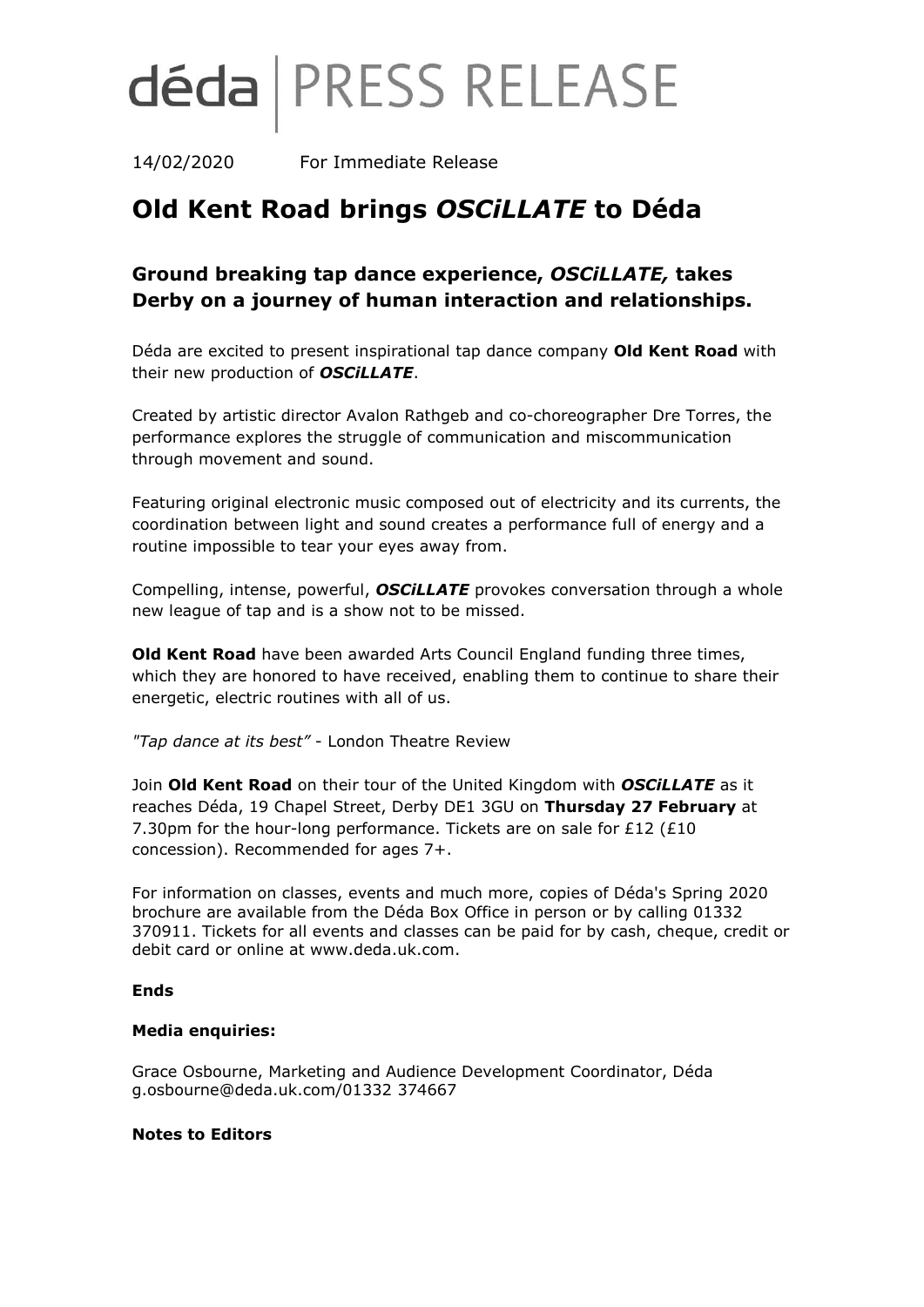# déda | PRESS RELEASE

14/02/2020 For Immediate Release

# Old Kent Road brings *OSCiLLATE* to Déda

## Ground breaking tap dance experience, *OSCiLLATE,* takes Derby on a journey of human interaction and relationships.

Déda are excited to present inspirational tap dance company **Old Kent Road** with their new production of ***OSCiLLATE***.

Created by artistic director Avalon Rathgeb and co-choreographer Dre Torres, the performance explores the struggle of communication and miscommunication through movement and sound.

Featuring original electronic music composed out of electricity and its currents, the coordination between light and sound creates a performance full of energy and a routine impossible to tear your eyes away from.

Compelling, intense, powerful, ***OSCiLLATE*** provokes conversation through a whole new league of tap and is a show not to be missed.

**Old Kent Road** have been awarded Arts Council England funding three times, which they are honored to have received, enabling them to continue to share their energetic, electric routines with all of us.

*"Tap dance at its best"* - London Theatre Review

Join **Old Kent Road** on their tour of the United Kingdom with ***OSCiLLATE*** as it reaches Déda, 19 Chapel Street, Derby DE1 3GU on **Thursday 27 February** at 7.30pm for the hour-long performance. Tickets are on sale for £12 (£10 concession). Recommended for ages 7+.

For information on classes, events and much more, copies of Déda's Spring 2020 brochure are available from the Déda Box Office in person or by calling 01332 370911. Tickets for all events and classes can be paid for by cash, cheque, credit or debit card or online at www.deda.uk.com.

**Ends**

**Media enquiries:**

Grace Osbourne, Marketing and Audience Development Coordinator, Déda
g.osbourne@deda.uk.com/01332 374667

**Notes to Editors**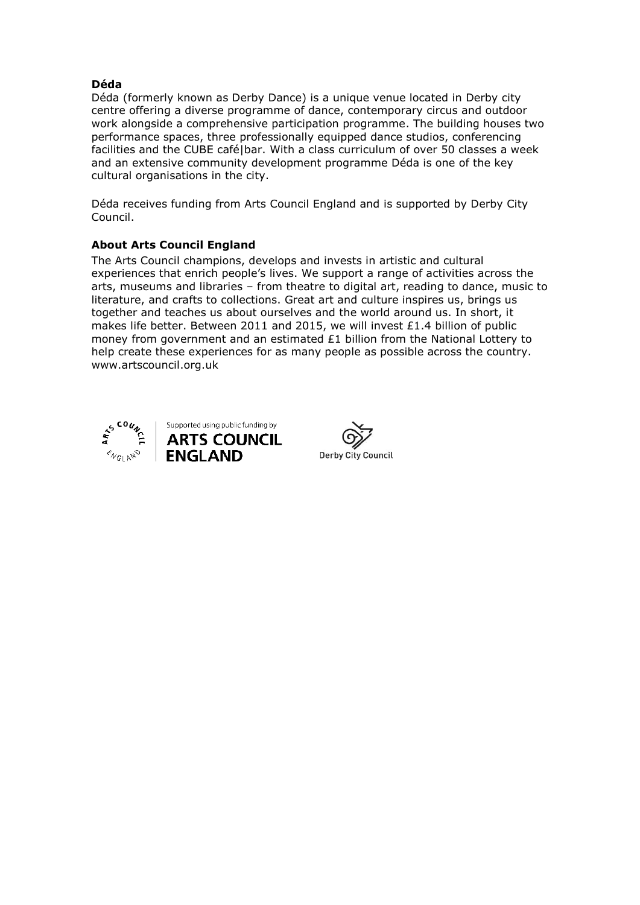**Déda**

Déda (formerly known as Derby Dance) is a unique venue located in Derby city centre offering a diverse programme of dance, contemporary circus and outdoor work alongside a comprehensive participation programme. The building houses two performance spaces, three professionally equipped dance studios, conferencing facilities and the CUBE café|bar. With a class curriculum of over 50 classes a week and an extensive community development programme Déda is one of the key cultural organisations in the city.

Déda receives funding from Arts Council England and is supported by Derby City Council.

**About Arts Council England**

The Arts Council champions, develops and invests in artistic and cultural experiences that enrich people's lives. We support a range of activities across the arts, museums and libraries – from theatre to digital art, reading to dance, music to literature, and crafts to collections. Great art and culture inspires us, brings us together and teaches us about ourselves and the world around us. In short, it makes life better. Between 2011 and 2015, we will invest £1.4 billion of public money from government and an estimated £1 billion from the National Lottery to help create these experiences for as many people as possible across the country. www.artscouncil.org.uk

Supported using public funding by ARTS COUNCIL ENGLAND

Derby City Council